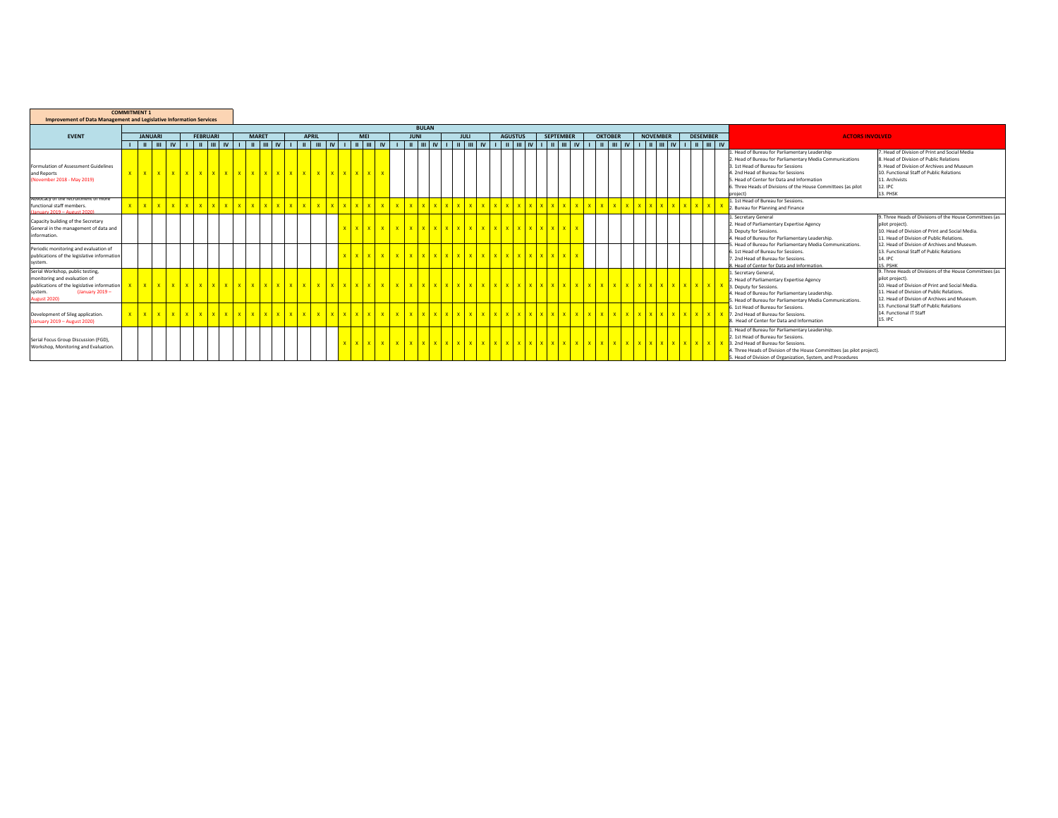**COMMITMENT 1**

**Improvement of Data Management and Legislative Information Services**

| EVENT | BULAN | | | | | | | | | | | | | | | | | | | | | | | | | | | | | | | | | | | | | | | | | | | | | | | | ACTORS INVOLVED | |
|---|---|---|---|---|---|---|---|---|---|---|---|---|---|---|---|---|---|---|---|---|---|---|---|---|---|---|---|---|---|---|---|---|---|---|---|---|---|---|---|---|---|---|---|---|---|---|---|---|---|---|
| | JANUARI | | | | FEBRUARI | | | | MARET | | | | APRIL | | | | MEI | | | | JUNI | | | | JULI | | | | AGUSTUS | | | | SEPTEMBER | | | | OKTOBER | | | | NOVEMBER | | | | DESEMBER | | | | | |
| | I | II | III | IV | I | II | III | IV | I | II | III | IV | I | II | III | IV | I | II | III | IV | I | II | III | IV | I | II | III | IV | I | II | III | IV | I | II | III | IV | I | II | III | IV | I | II | III | IV | I | II | III | IV | | |
| Formulation of Assessment Guidelines and Reports (November 2018 - May 2019) | X | X | X | X | X | X | X | X | X | X | X | X | X | X | X | X | X | X | X | X | | | | | | | | | | | | | | | | | | | | | | | | | | | | | 1. Head of Bureau for Parliamentary Leadership<br>2. Head of Bureau for Parliamentary Media Communications<br>3. 1st Head of Bureau for Sessions<br>4. 2nd Head of Bureau for Sessions<br>5. Head of Center for Data and Information<br>6. Three Heads of Divisions of the House Committees (as pilot project) | 7. Head of Division of Print and Social Media<br>8. Head of Division of Public Relations<br>9. Head of Division of Archives and Museum<br>10. Functional Staff of Public Relations<br>11. Archivists<br>12. IPC<br>13. PHSK |
| Advocacy of the recruitment of more functional staff members. (January 2019 – August 2020) | X | X | X | X | X | X | X | X | X | X | X | X | X | X | X | X | X | X | X | X | X | X | X | X | X | X | X | X | X | X | X | X | X | X | X | X | X | X | X | X | X | X | X | X | X | X | X | X | 1. 1st Head of Bureau for Sessions.<br>2. Bureau for Planning and Finance | |
| Capacity building of the Secretary General in the management of data and information. | | | | | | | | | | | | | | | | | X | X | X | X | X | X | X | X | X | X | X | X | X | X | X | X | X | X | X | X | | | | | | | | | | | | | 1. Secretary General<br>2. Head of Parliamentary Expertise Agency<br>3. Deputy for Sessions.<br>4. Head of Bureau for Parliamentary Leadership.<br>5. Head of Bureau for Parliamentary Media Communications.<br>6. 1st Head of Bureau for Sessions.<br>7. 2nd Head of Bureau for Sessions.<br>8. Head of Center for Data and Information. | 9. Three Heads of Divisions of the House Committees (as pilot project).<br>10. Head of Division of Print and Social Media.<br>11. Head of Division of Public Relations.<br>12. Head of Division of Archives and Museum.<br>13. Functional Staff of Public Relations<br>14. IPC<br>15. PSHK |
| Periodic monitoring and evaluation of publications of the legislative information system. | | | | | | | | | | | | | | | | | X | X | X | X | X | X | X | X | X | X | X | X | X | X | X | X | X | X | X | X | | | | | | | | | | | | | | |
| Serial Workshop, public testing, monitoring and evaluation of publications of the legislative information system. (January 2019 – August 2020) | X | X | X | X | X | X | X | X | X | X | X | X | X | X | X | X | X | X | X | X | X | X | X | X | X | X | X | X | X | X | X | X | X | X | X | X | X | X | X | X | X | X | X | X | X | X | X | X | 1. Secretary General,<br>2. Head of Parliamentary Expertise Agency<br>3. Deputy for Sessions.<br>4. Head of Bureau for Parliamentary Leadership.<br>5. Head of Bureau for Parliamentary Media Communications.<br>6. 1st Head of Bureau for Sessions.<br>7. 2nd Head of Bureau for Sessions.<br>8. Head of Center for Data and Information | 9. Three Heads of Divisions of the House Committees (as pilot project).<br>10. Head of Division of Print and Social Media.<br>11. Head of Division of Public Relations.<br>12. Head of Division of Archives and Museum.<br>13. Functional Staff of Public Relations<br>14. Functional IT Staff<br>15. IPC |
| Development of Sileg application. (January 2019 – August 2020) | X | X | X | X | X | X | X | X | X | X | X | X | X | X | X | X | X | X | X | X | X | X | X | X | X | X | X | X | X | X | X | X | X | X | X | X | X | X | X | X | X | X | X | X | X | X | X | X | | |
| Serial Focus Group Discussion (FGD), Workshop, Monitoring and Evaluation. | | | | | | | | | | | | | | | | | X | X | X | X | X | X | X | X | X | X | X | X | X | X | X | X | X | X | X | X | X | X | X | X | X | X | X | X | X | X | X | X | 1. Head of Bureau for Parliamentary Leadership.<br>2. 1st Head of Bureau for Sessions.<br>3. 2nd Head of Bureau for Sessions.<br>4. Three Heads of Division of the House Committees (as pilot project).<br>5. Head of Division of Organization, System, and Procedures | |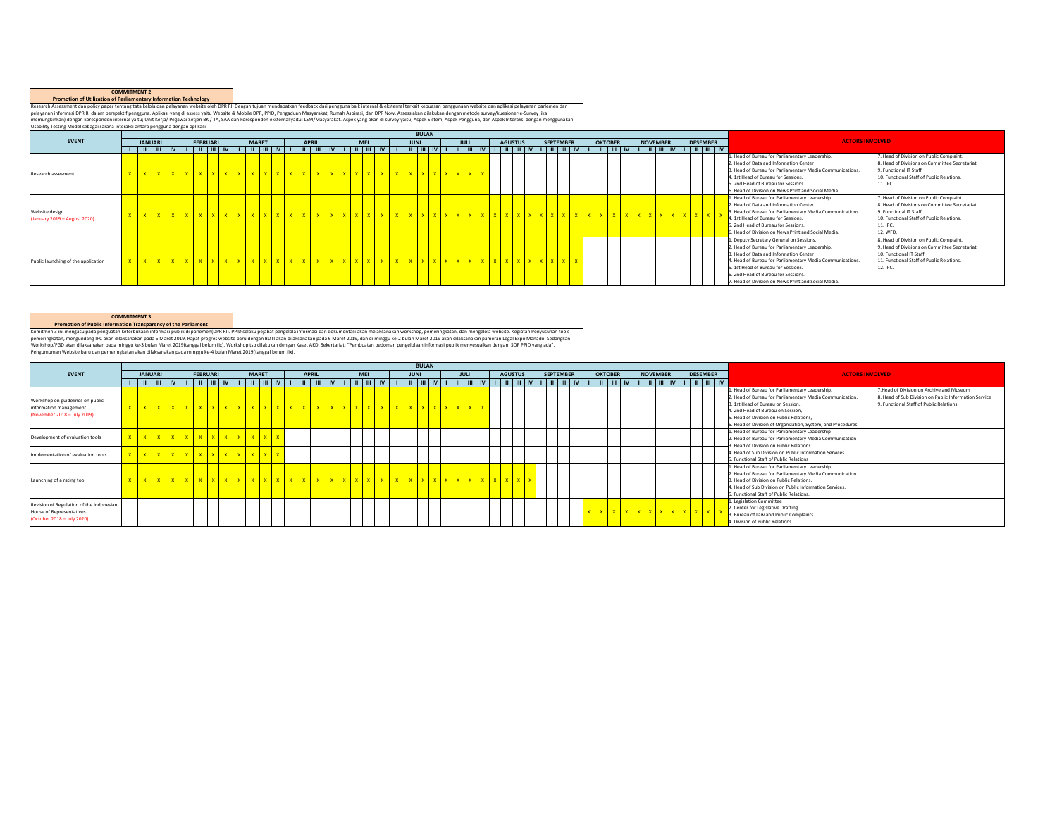**COMMITMENT 2**

**Promotion of Utilization of Parliamentary Information Technology**

Research Assessment dan policy paper tentang tata kelola dan pelayanan website oleh DPR RI. Dengan tujuan mendapatkan feedback dari pengguna baik internal & eksternal terkait kepuasan penggunaan website dan aplikasi pelayanan parlemen dan pelayanan informasi DPR RI dalam perspektif pengguna. Aplikasi yang di assess yaitu Website & Mobile DPR, PPID, Pengaduan Masyarakat, Rumah Aspirasi, dan DPR Now. Assess akan dilakukan dengan metode survey/kuesioner(e-Survey jika memungkinkan) dengan koresponden internal yaitu; Unit Kerja/ Pegawai Setjen BK / TA, SAA dan koresponden eksternal yaitu; LSM/Masyarakat. Aspek yang akan di survey yaitu; Aspek Sistem, Aspek Pengguna, dan Aspek Interaksi dengan menggunakan Usability Testing Model sebagai sarana interaksi antara pengguna dengan aplikasi.

| EVENT | JANUARI | | | | FEBRUARI | | | | MARET | | | | APRIL | | | | MEI | | | | JUNI | | | | JULI | | | | AGUSTUS | | | | SEPTEMBER | | | | OKTOBER | | | | NOVEMBER | | | | DESEMBER | | | | ACTORS INVOLVED | |
|---|---|---|---|---|---|---|---|---|---|---|---|---|---|---|---|---|---|---|---|---|---|---|---|---|---|---|---|---|---|---|---|---|---|---|---|---|---|---|---|---|---|---|---|---|---|---|---|---|---|---|
| | I | II | III | IV | I | II | III | IV | I | II | III | IV | I | II | III | IV | I | II | III | IV | I | II | III | IV | I | II | III | IV | I | II | III | IV | I | II | III | IV | I | II | III | IV | I | II | III | IV | I | II | III | IV | | |
| Research assesment | X | X | X | X | X | X | X | X | X | X | X | X | X | X | X | X | X | X | X | X | X | X | X | X | X | X | X | X | | | | | | | | | | | | | | | | | | | | | 1. Head of Bureau for Parliamentary Leadership.<br>2. Head of Data and Information Center<br>3. Head of Bureau for Parliamentary Media Communications.<br>4. 1st Head of Bureau for Sessions.<br>5. 2nd Head of Bureau for Sessions.<br>6. Head of Division on News Print and Social Media. | 7. Head of Division on Public Complaint.<br>8. Head of Divisions on Committee Secretariat<br>9. Functional IT Staff<br>10. Functional Staff of Public Relations.<br>11. IPC. |
| Website design<br>(January 2019 – August 2020) | X | X | X | X | X | X | X | X | X | X | X | X | X | X | X | X | X | X | X | X | X | X | X | X | X | X | X | X | X | X | X | X | X | X | X | X | X | X | X | X | X | X | X | X | X | X | X | X | 1. Head of Bureau for Parliamentary Leadership.<br>2. Head of Data and Information Center<br>3. Head of Bureau for Parliamentary Media Communications.<br>4. 1st Head of Bureau for Sessions.<br>5. 2nd Head of Bureau for Sessions.<br>6. Head of Division on News Print and Social Media. | 7. Head of Division on Public Complaint.<br>8. Head of Divisions on Committee Secretariat<br>9. Functional IT Staff<br>10. Functional Staff of Public Relations.<br>11. IPC.<br>12. WFD. |
| Public launching of the application | X | X | X | X | X | X | X | X | X | X | X | X | X | X | X | X | X | X | X | X | X | X | X | X | X | X | X | X | X | X | X | X | X | X | X | X | | | | | | | | | | | | | 1. Deputy Secretary General on Sessions.<br>2. Head of Bureau for Parliamentary Leadership.<br>3. Head of Data and Information Center<br>4. Head of Bureau for Parliamentary Media Communications.<br>5. 1st Head of Bureau for Sessions.<br>6. 2nd Head of Bureau for Sessions.<br>7. Head of Division on News Print and Social Media. | 8. Head of Division on Public Complaint.<br>9. Head of Divisions on Committee Secretariat<br>10. Functional IT Staff<br>11. Functional Staff of Public Relations.<br>12. IPC. |

**COMMITMENT 3**

**Promotion of Public Information Transparency of the Parliament**

Komitmen 3 ini mengacu pada penguatan keterbukaan informasi publik di parlemen(DPR RI). PPID selaku pejabat pengelola informasi dan dokumentasi akan melaksanakan workshop, pemeringkatan, dan mengelola website. Kegiatan Penyusunan tools pemeringkatan, mengundang IPC akan dilaksanakan pada 5 Maret 2019, Rapat progres website baru dengan BDTI akan dilaksanakan pada 6 Maret 2019, dan di minggu ke-2 bulan Maret 2019 akan dilaksanakan pameran Legal Expo Manado. Sedangkan Workshop/FGD akan dilaksanakan pada minggu ke-3 bulan Maret 2019(tanggal belum fix), Workshop tsb dilakukan dengan Kaset AKD, Sekertariat: "Pembuatan pedoman pengelolaan informasi publik menyesuaikan dengan: SOP PPID yang ada". Pengumuman Website baru dan pemeringkatan akan dilaksanakan pada minggu ke-4 bulan Maret 2019(tanggal belum fix).

| EVENT | JANUARI | | | | FEBRUARI | | | | MARET | | | | APRIL | | | | MEI | | | | JUNI | | | | JULI | | | | AGUSTUS | | | | SEPTEMBER | | | | OKTOBER | | | | NOVEMBER | | | | DESEMBER | | | | ACTORS INVOLVED | |
|---|---|---|---|---|---|---|---|---|---|---|---|---|---|---|---|---|---|---|---|---|---|---|---|---|---|---|---|---|---|---|---|---|---|---|---|---|---|---|---|---|---|---|---|---|---|---|---|---|---|---|
| | I | II | III | IV | I | II | III | IV | I | II | III | IV | I | II | III | IV | I | II | III | IV | I | II | III | IV | I | II | III | IV | I | II | III | IV | I | II | III | IV | I | II | III | IV | I | II | III | IV | I | II | III | IV | | |
| Workshop on guidelines on public information management<br>(November 2018 – July 2019) | X | X | X | X | X | X | X | X | X | X | X | X | X | X | X | X | X | X | X | X | X | X | X | X | X | X | X | X | | | | | | | | | | | | | | | | | | | | | 1. Head of Bureau for Parliamentary Leadership,<br>2. Head of Bureau for Parliamentary Media Communication,<br>3. 1st Head of Bureau on Session,<br>4. 2nd Head of Bureau on Session,<br>5. Head of Division on Public Relations,<br>6. Head of Division of Organization, System, and Procedures | 7.Head of Division on Archive and Museum<br>8. Head of Sub Division on Public Information Service<br>9. Functional Staff of Public Relations. |
| Development of evaluation tools | X | X | X | X | X | X | X | X | X | X | X | X | | | | | | | | | | | | | | | | | | | | | | | | | | | | | | | | | | | | | 1. Head of Bureau for Parliamentary Leadership<br>2. Head of Bureau for Parliamentary Media Communication<br>3. Head of Division on Public Relations.<br>4. Head of Sub Division on Public Information Services.<br>5. Functional Staff of Public Relations | |
| Implementation of evaluation tools | X | X | X | X | X | X | X | X | X | X | X | X | | | | | | | | | | | | | | | | | | | | | | | | | | | | | | | | | | | | | | |
| Launching of a rating tool | X | X | X | X | X | X | X | X | X | X | X | X | X | X | X | X | X | X | X | X | X | X | X | X | X | X | X | X | X | X | X | X | | | | | | | | | | | | | | | | | 1. Head of Bureau for Parliamentary Leadership<br>2. Head of Bureau for Parliamentary Media Communication<br>3. Head of Division on Public Relations.<br>4. Head of Sub Division on Public Information Services.<br>5. Functional Staff of Public Relations. | |
| Revision of Regulation of the Indonesian House of Representatives.<br>(October 2018 – July 2020) | | | | | | | | | | | | | | | | | | | | | | | | | | | | | | | | | | | | | X | X | X | X | X | X | X | X | X | X | X | X | 1. Legislation Committee<br>2. Center for Legislative Drafting<br>3. Bureau of Law and Public Complaints<br>4. Division of Public Relations | |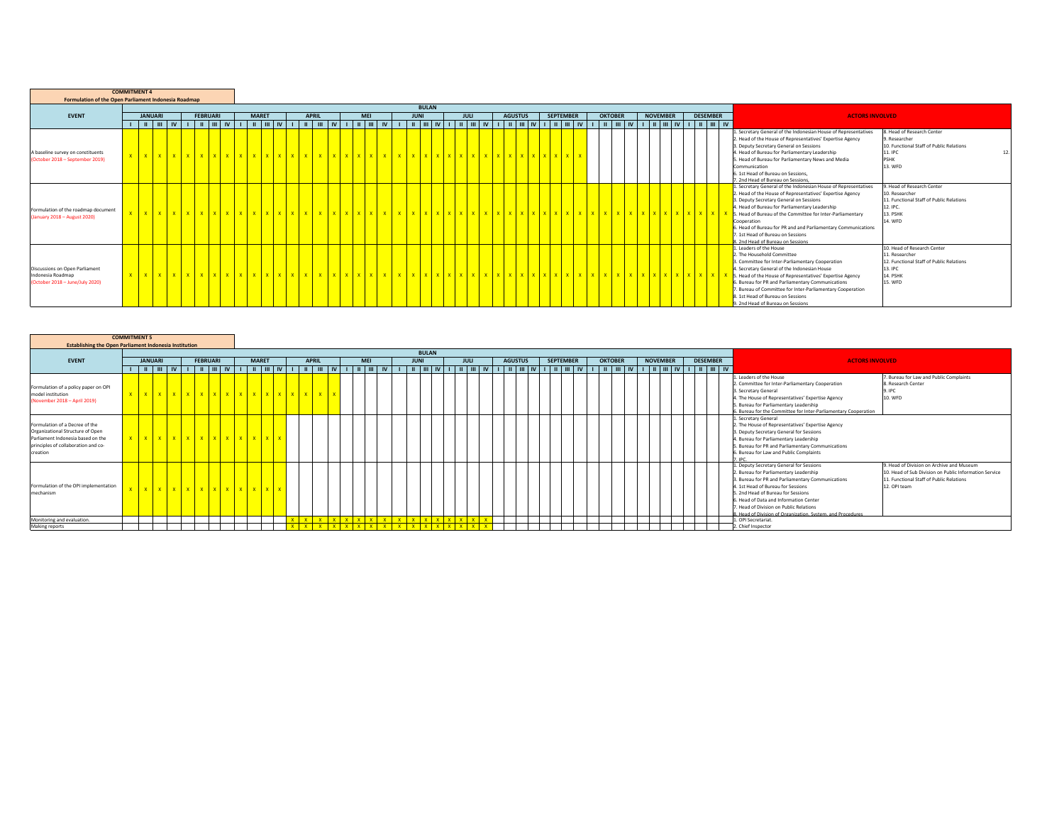**COMMITMENT 4**
**Formulation of the Open Parliament Indonesia Roadmap**

**BULAN**

| EVENT | JANUARI | | | | FEBRUARI | | | | MARET | | | | APRIL | | | | MEI | | | | JUNI | | | | JULI | | | | AGUSTUS | | | | SEPTEMBER | | | | OKTOBER | | | | NOVEMBER | | | | DESEMBER | | | | ACTORS INVOLVED | |
|---|---|---|---|---|---|---|---|---|---|---|---|---|---|---|---|---|---|---|---|---|---|---|---|---|---|---|---|---|---|---|---|---|---|---|---|---|---|---|---|---|---|---|---|---|---|---|---|---|---|---|
| | I | II | III | IV | I | II | III | IV | I | II | III | IV | I | II | III | IV | I | II | III | IV | I | II | III | IV | I | II | III | IV | I | II | III | IV | I | II | III | IV | I | II | III | IV | I | II | III | IV | I | II | III | IV | | |
| A baseline survey on constituents (October 2018 – September 2019) | X | X | X | X | X | X | X | X | X | X | X | X | X | X | X | X | X | X | X | X | X | X | X | X | X | X | X | X | X | X | X | X | X | X | X | X | | | | | | | | | | | | | 1. Secretary General of the Indonesian House of Representatives<br>2. Head of the House of Representatives' Expertise Agency<br>3. Deputy Secretary General on Sessions<br>4. Head of Bureau for Parliamentary Leadership<br>5. Head of Bureau for Parliamentary News and Media Communication<br>6. 1st Head of Bureau on Sessions,<br>7. 2nd Head of Bureau on Sessions, | 8. Head of Research Center<br>9. Researcher<br>10. Functional Staff of Public Relations<br>11. IPC<br>12. PSHK<br>13. WFD |
| Formulation of the roadmap document (January 2018 – August 2020) | X | X | X | X | X | X | X | X | X | X | X | X | X | X | X | X | X | X | X | X | X | X | X | X | X | X | X | X | X | X | X | X | X | X | X | X | X | X | X | X | X | X | X | X | X | X | X | X | 1. Secretary General of the Indonesian House of Representatives<br>2. Head of the House of Representatives' Expertise Agency<br>3. Deputy Secretary General on Sessions<br>4. Head of Bureau for Parliamentary Leadership<br>5. Head of Bureau of the Committee for Inter-Parliamentary Cooperation<br>6. Head of Bureau for PR and and Parliamentary Communications<br>7. 1st Head of Bureau on Sessions<br>8. 2nd Head of Bureau on Sessions | 9. Head of Research Center<br>10. Researcher<br>11. Functional Staff of Public Relations<br>12. IPC.<br>13. PSHK<br>14. WFD |
| Discussions on Open Parliament Indonesia Roadmap (October 2018 – June/July 2020) | X | X | X | X | X | X | X | X | X | X | X | X | X | X | X | X | X | X | X | X | X | X | X | X | X | X | X | X | X | X | X | X | X | X | X | X | X | X | X | X | X | X | X | X | X | X | X | X | 1. Leaders of the House<br>2. The Household Committee<br>3. Committee for Inter-Parliamentary Cooperation<br>4. Secretary General of the Indonesian House<br>5. Head of the House of Representatives' Expertise Agency<br>6. Bureau for PR and Parliamentary Communications<br>7. Bureau of Committee for Inter-Parliamentary Cooperation<br>8. 1st Head of Bureau on Sessions<br>9. 2nd Head of Bureau on Sessions | 10. Head of Research Center<br>11. Researcher<br>12. Functional Staff of Public Relations<br>13. IPC<br>14. PSHK<br>15. WFD |

**COMMITMENT 5**
**Establishing the Open Parliament Indonesia Institution**

**BULAN**

| EVENT | JANUARI | | | | FEBRUARI | | | | MARET | | | | APRIL | | | | MEI | | | | JUNI | | | | JULI | | | | AGUSTUS | | | | SEPTEMBER | | | | OKTOBER | | | | NOVEMBER | | | | DESEMBER | | | | ACTORS INVOLVED | |
|---|---|---|---|---|---|---|---|---|---|---|---|---|---|---|---|---|---|---|---|---|---|---|---|---|---|---|---|---|---|---|---|---|---|---|---|---|---|---|---|---|---|---|---|---|---|---|---|---|---|---|
| | I | II | III | IV | I | II | III | IV | I | II | III | IV | I | II | III | IV | I | II | III | IV | I | II | III | IV | I | II | III | IV | I | II | III | IV | I | II | III | IV | I | II | III | IV | I | II | III | IV | I | II | III | IV | | |
| Formulation of a policy paper on OPI model institution (November 2018 – April 2019) | X | X | X | X | X | X | X | X | X | X | X | X | X | X | X | X | | | | | | | | | | | | | | | | | | | | | | | | | | | | | | | | | 1. Leaders of the House<br>2. Committee for Inter-Parliamentary Cooperation<br>3. Secretary General<br>4. The House of Representatives' Expertise Agency<br>5. Bureau for Parliamentary Leadership<br>6. Bureau for the Committee for Inter-Parliamentary Cooperation | 7. Bureau for Law and Public Complaints<br>8. Research Center<br>9. IPC<br>10. WFD |
| Formulation of a Decree of the Organizational Structure of Open Parliament Indonesia based on the principles of collaboration and co-creation | X | X | X | X | X | X | X | X | X | X | X | X | | | | | | | | | | | | | | | | | | | | | | | | | | | | | | | | | | | | | 1. Secretary General<br>2. The House of Representatives' Expertise Agency<br>3. Deputy Secretary General for Sessions<br>4. Bureau for Parliamentary Leadership<br>5. Bureau for PR and Parliamentary Communications<br>6. Bureau for Law and Public Complaints<br>7. IPC. | |
| Formulation of the OPI implementation mechanism | X | X | X | X | X | X | X | X | X | X | X | X | | | | | | | | | | | | | | | | | | | | | | | | | | | | | | | | | | | | | 1. Deputy Secretary General for Sessions<br>2. Bureau for Parliamentary Leadership<br>3. Bureau for PR and Parliamentary Communications<br>4. 1st Head of Bureau for Sessions<br>5. 2nd Head of Bureau for Sessions<br>6. Head of Data and Information Center<br>7. Head of Division on Public Relations<br>8. Head of Division of Organization, System, and Procedures | 9. Head of Division on Archive and Museum<br>10. Head of Sub Division on Public Information Service<br>11. Functional Staff of Public Relations<br>12. OPI team |
| Monitoring and evaluation. | | | | | | | | | | | | | X | X | X | X | X | X | X | X | X | X | X | X | X | X | X | X | | | | | | | | | | | | | | | | | | | | | 1. OPI Secretariat. | |
| Making reports | | | | | | | | | | | | | X | X | X | X | X | X | X | X | X | X | X | X | X | X | X | X | | | | | | | | | | | | | | | | | | | | | 2. Chief Inspector | |